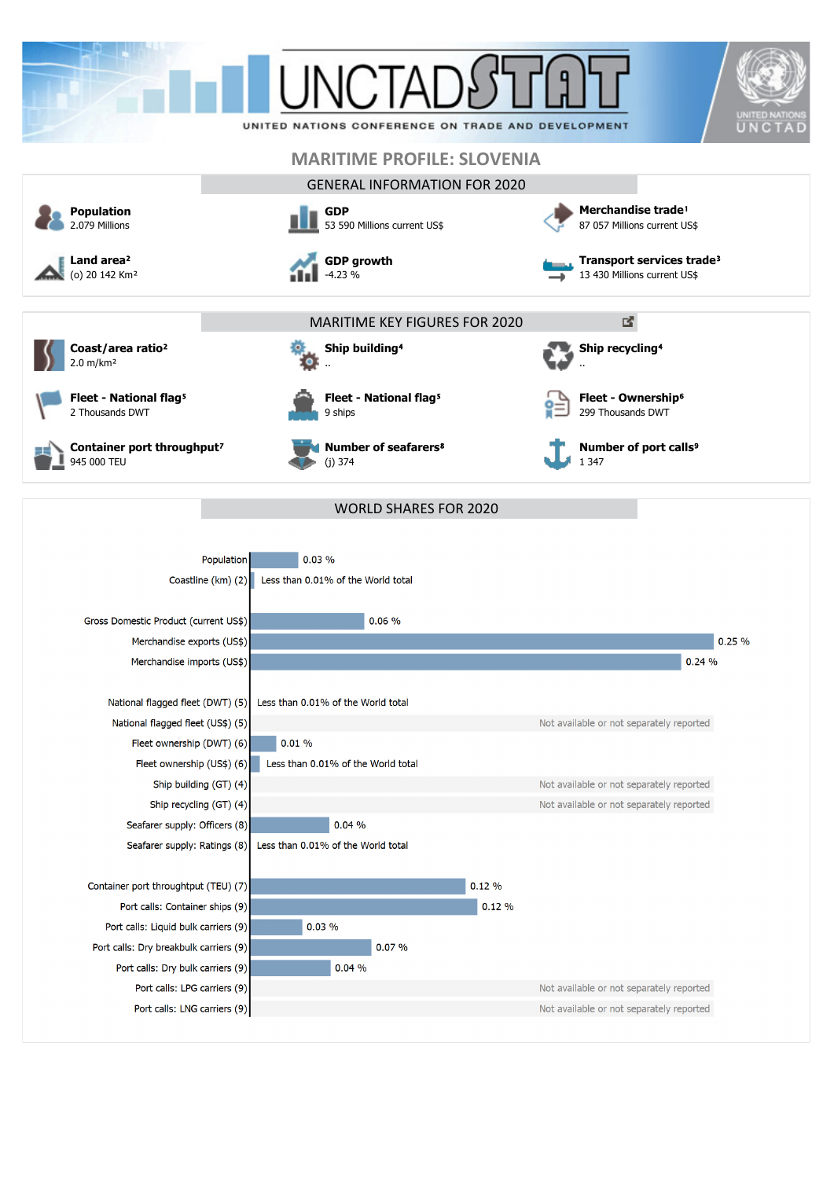UNCTADSTAT

UNITED NATIONS CONFERENCE ON TRADE AND DEVELOPMENT

# MARITIME PROFILE: SLOVENIA

## GENERAL INFORMATION FOR 2020

**Population**
2.079 Millions

**GDP**
53 590 Millions current US$

**Merchandise trade**[1]
87 057 Millions current US$

**Land area**[2]
(o) 20 142 Km²

**GDP growth**
-4.23 %

**Transport services trade**[3]
13 430 Millions current US$

## MARITIME KEY FIGURES FOR 2020

**Coast/area ratio**[2]
2.0 m/km²

**Ship building**[4]
..

**Ship recycling**[4]
..

**Fleet - National flag**[5]
2 Thousands DWT

**Fleet - National flag**[5]
9 ships

**Fleet - Ownership**[6]
299 Thousands DWT

**Container port throughput**[7]
945 000 TEU

**Number of seafarers**[8]
(j) 374

**Number of port calls**[9]
1 347

## WORLD SHARES FOR 2020

| Indicator | World share |
|---|---|
| Population | 0.03 % |
| Coastline (km) (2) | Less than 0.01% of the World total |
| Gross Domestic Product (current US$) | 0.06 % |
| Merchandise exports (US$) | 0.25 % |
| Merchandise imports (US$) | 0.24 % |
| National flagged fleet (DWT) (5) | Less than 0.01% of the World total |
| National flagged fleet (US$) (5) | Not available or not separately reported |
| Fleet ownership (DWT) (6) | 0.01 % |
| Fleet ownership (US$) (6) | Less than 0.01% of the World total |
| Ship building (GT) (4) | Not available or not separately reported |
| Ship recycling (GT) (4) | Not available or not separately reported |
| Seafarer supply: Officers (8) | 0.04 % |
| Seafarer supply: Ratings (8) | Less than 0.01% of the World total |
| Container port throughtput (TEU) (7) | 0.12 % |
| Port calls: Container ships (9) | 0.12 % |
| Port calls: Liquid bulk carriers (9) | 0.03 % |
| Port calls: Dry breakbulk carriers (9) | 0.07 % |
| Port calls: Dry bulk carriers (9) | 0.04 % |
| Port calls: LPG carriers (9) | Not available or not separately reported |
| Port calls: LNG carriers (9) | Not available or not separately reported |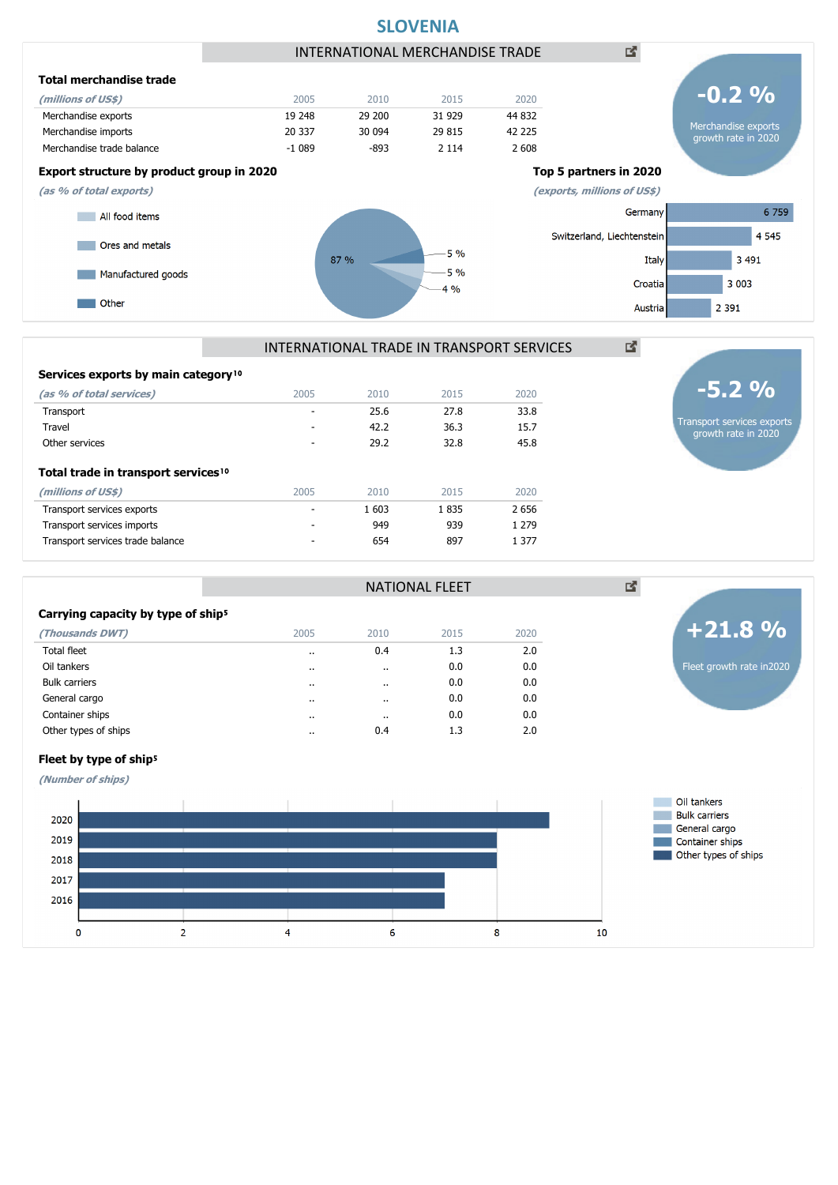# SLOVENIA

## INTERNATIONAL MERCHANDISE TRADE

### Total merchandise trade

| *(millions of US$)* | 2005 | 2010 | 2015 | 2020 |
|---|---|---|---|---|
| Merchandise exports | 19 248 | 29 200 | 31 929 | 44 832 |
| Merchandise imports | 20 337 | 30 094 | 29 815 | 42 225 |
| Merchandise trade balance | -1 089 | -893 | 2 114 | 2 608 |

**-0.2 %**
Merchandise exports growth rate in 2020

### Export structure by product group in 2020

*(as % of total exports)*

- All food items
- Ores and metals
- Manufactured goods
- Other

87 %, 5 %, 5 %, 4 %

### Top 5 partners in 2020

*(exports, millions of US$)*

| Partner | Exports |
|---|---|
| Germany | 6 759 |
| Switzerland, Liechtenstein | 4 545 |
| Italy | 3 491 |
| Croatia | 3 003 |
| Austria | 2 391 |

## INTERNATIONAL TRADE IN TRANSPORT SERVICES

### Services exports by main category[10]

| *(as % of total services)* | 2005 | 2010 | 2015 | 2020 |
|---|---|---|---|---|
| Transport | - | 25.6 | 27.8 | 33.8 |
| Travel | - | 42.2 | 36.3 | 15.7 |
| Other services | - | 29.2 | 32.8 | 45.8 |

**-5.2 %**
Transport services exports growth rate in 2020

### Total trade in transport services[10]

| *(millions of US$)* | 2005 | 2010 | 2015 | 2020 |
|---|---|---|---|---|
| Transport services exports | - | 1 603 | 1 835 | 2 656 |
| Transport services imports | - | 949 | 939 | 1 279 |
| Transport services trade balance | - | 654 | 897 | 1 377 |

## NATIONAL FLEET

### Carrying capacity by type of ship[5]

| *(Thousands DWT)* | 2005 | 2010 | 2015 | 2020 |
|---|---|---|---|---|
| Total fleet | .. | 0.4 | 1.3 | 2.0 |
| Oil tankers | .. | .. | 0.0 | 0.0 |
| Bulk carriers | .. | .. | 0.0 | 0.0 |
| General cargo | .. | .. | 0.0 | 0.0 |
| Container ships | .. | .. | 0.0 | 0.0 |
| Other types of ships | .. | 0.4 | 1.3 | 2.0 |

**+21.8 %**
Fleet growth rate in2020

### Fleet by type of ship[5]

*(Number of ships)*

Legend: Oil tankers, Bulk carriers, General cargo, Container ships, Other types of ships

| Year | Other types of ships |
|---|---|
| 2020 | 9 |
| 2019 | 8 |
| 2018 | 8 |
| 2017 | 7 |
| 2016 | 7 |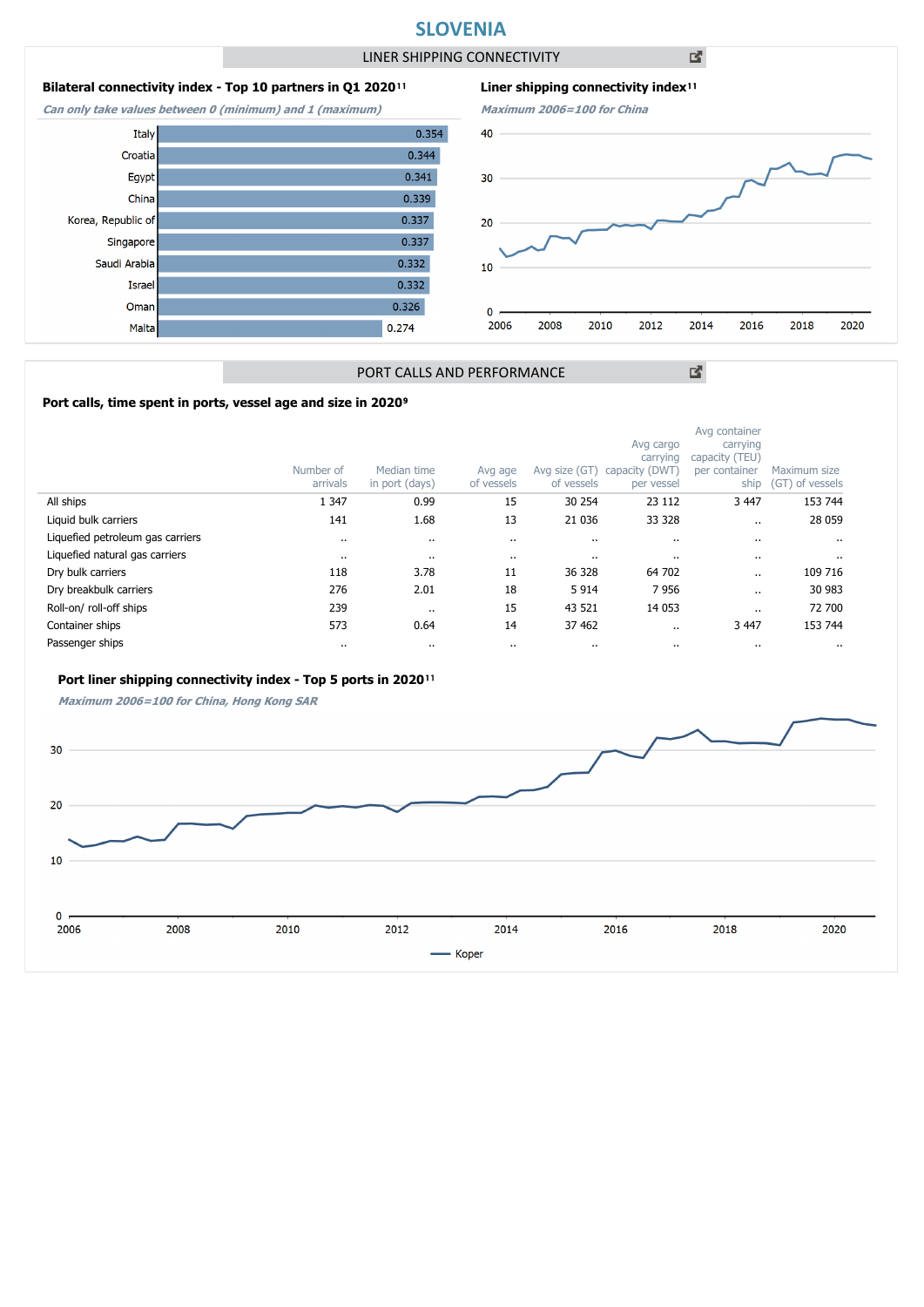# SLOVENIA

## LINER SHIPPING CONNECTIVITY

### Bilateral connectivity index - Top 10 partners in Q1 2020[11]

*Can only take values between 0 (minimum) and 1 (maximum)*

| Partner | Index |
|---|---|
| Italy | 0.354 |
| Croatia | 0.344 |
| Egypt | 0.341 |
| China | 0.339 |
| Korea, Republic of | 0.337 |
| Singapore | 0.337 |
| Saudi Arabia | 0.332 |
| Israel | 0.332 |
| Oman | 0.326 |
| Malta | 0.274 |

### Liner shipping connectivity index[11]

*Maximum 2006=100 for China*

## PORT CALLS AND PERFORMANCE

### Port calls, time spent in ports, vessel age and size in 2020[9]

| | Number of arrivals | Median time in port (days) | Avg age of vessels | Avg size (GT) of vessels | Avg cargo carrying capacity (DWT) per vessel | Avg container carrying capacity (TEU) per container ship | Maximum size (GT) of vessels |
|---|---|---|---|---|---|---|---|
| All ships | 1 347 | 0.99 | 15 | 30 254 | 23 112 | 3 447 | 153 744 |
| Liquid bulk carriers | 141 | 1.68 | 13 | 21 036 | 33 328 | .. | 28 059 |
| Liquefied petroleum gas carriers | .. | .. | .. | .. | .. | .. | .. |
| Liquefied natural gas carriers | .. | .. | .. | .. | .. | .. | .. |
| Dry bulk carriers | 118 | 3.78 | 11 | 36 328 | 64 702 | .. | 109 716 |
| Dry breakbulk carriers | 276 | 2.01 | 18 | 5 914 | 7 956 | .. | 30 983 |
| Roll-on/ roll-off ships | 239 | .. | 15 | 43 521 | 14 053 | .. | 72 700 |
| Container ships | 573 | 0.64 | 14 | 37 462 | .. | 3 447 | 153 744 |
| Passenger ships | .. | .. | .. | .. | .. | .. | .. |

### Port liner shipping connectivity index - Top 5 ports in 2020[11]

*Maximum 2006=100 for China, Hong Kong SAR*

Koper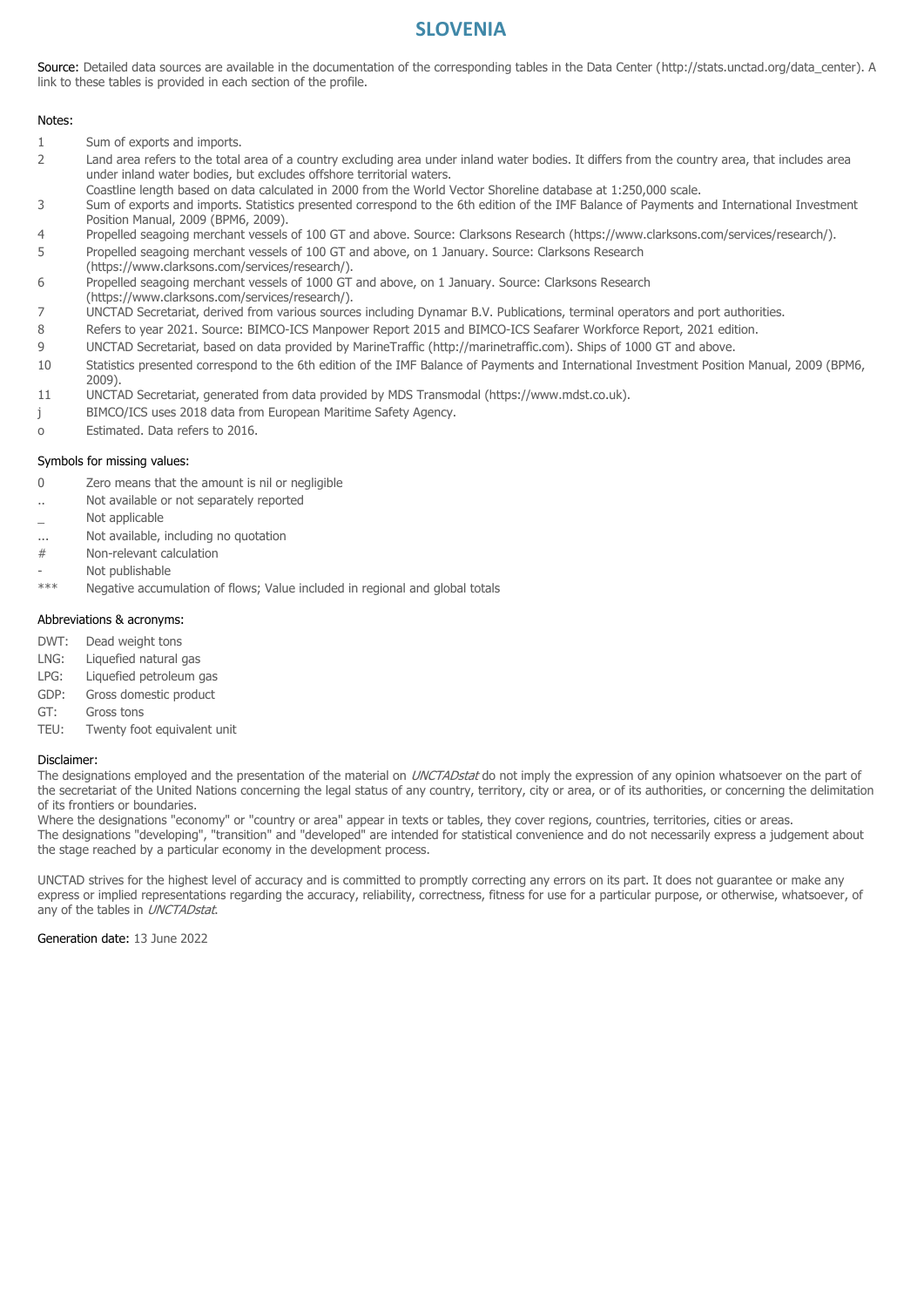# SLOVENIA

**Source:** Detailed data sources are available in the documentation of the corresponding tables in the Data Center (http://stats.unctad.org/data_center). A link to these tables is provided in each section of the profile.

Notes:

| | |
|---|---|
| 1 | Sum of exports and imports. |
| 2 | Land area refers to the total area of a country excluding area under inland water bodies. It differs from the country area, that includes area under inland water bodies, but excludes offshore territorial waters.<br>Coastline length based on data calculated in 2000 from the World Vector Shoreline database at 1:250,000 scale. |
| 3 | Sum of exports and imports. Statistics presented correspond to the 6th edition of the IMF Balance of Payments and International Investment Position Manual, 2009 (BPM6, 2009). |
| 4 | Propelled seagoing merchant vessels of 100 GT and above. Source: Clarksons Research (https://www.clarksons.com/services/research/). |
| 5 | Propelled seagoing merchant vessels of 100 GT and above, on 1 January. Source: Clarksons Research (https://www.clarksons.com/services/research/). |
| 6 | Propelled seagoing merchant vessels of 1000 GT and above, on 1 January. Source: Clarksons Research (https://www.clarksons.com/services/research/). |
| 7 | UNCTAD Secretariat, derived from various sources including Dynamar B.V. Publications, terminal operators and port authorities. |
| 8 | Refers to year 2021. Source: BIMCO-ICS Manpower Report 2015 and BIMCO-ICS Seafarer Workforce Report, 2021 edition. |
| 9 | UNCTAD Secretariat, based on data provided by MarineTraffic (http://marinetraffic.com). Ships of 1000 GT and above. |
| 10 | Statistics presented correspond to the 6th edition of the IMF Balance of Payments and International Investment Position Manual, 2009 (BPM6, 2009). |
| 11 | UNCTAD Secretariat, generated from data provided by MDS Transmodal (https://www.mdst.co.uk). |
| j | BIMCO/ICS uses 2018 data from European Maritime Safety Agency. |
| o | Estimated. Data refers to 2016. |

Symbols for missing values:

| | |
|---|---|
| 0 | Zero means that the amount is nil or negligible |
| .. | Not available or not separately reported |
| _ | Not applicable |
| ... | Not available, including no quotation |
| # | Non-relevant calculation |
| - | Not publishable |
| *** | Negative accumulation of flows; Value included in regional and global totals |

Abbreviations & acronyms:

| | |
|---|---|
| DWT: | Dead weight tons |
| LNG: | Liquefied natural gas |
| LPG: | Liquefied petroleum gas |
| GDP: | Gross domestic product |
| GT: | Gross tons |
| TEU: | Twenty foot equivalent unit |

Disclaimer:

The designations employed and the presentation of the material on *UNCTADstat* do not imply the expression of any opinion whatsoever on the part of the secretariat of the United Nations concerning the legal status of any country, territory, city or area, or of its authorities, or concerning the delimitation of its frontiers or boundaries.
Where the designations "economy" or "country or area" appear in texts or tables, they cover regions, countries, territories, cities or areas.
The designations "developing", "transition" and "developed" are intended for statistical convenience and do not necessarily express a judgement about the stage reached by a particular economy in the development process.

UNCTAD strives for the highest level of accuracy and is committed to promptly correcting any errors on its part. It does not guarantee or make any express or implied representations regarding the accuracy, reliability, correctness, fitness for use for a particular purpose, or otherwise, whatsoever, of any of the tables in *UNCTADstat*.

Generation date: 13 June 2022